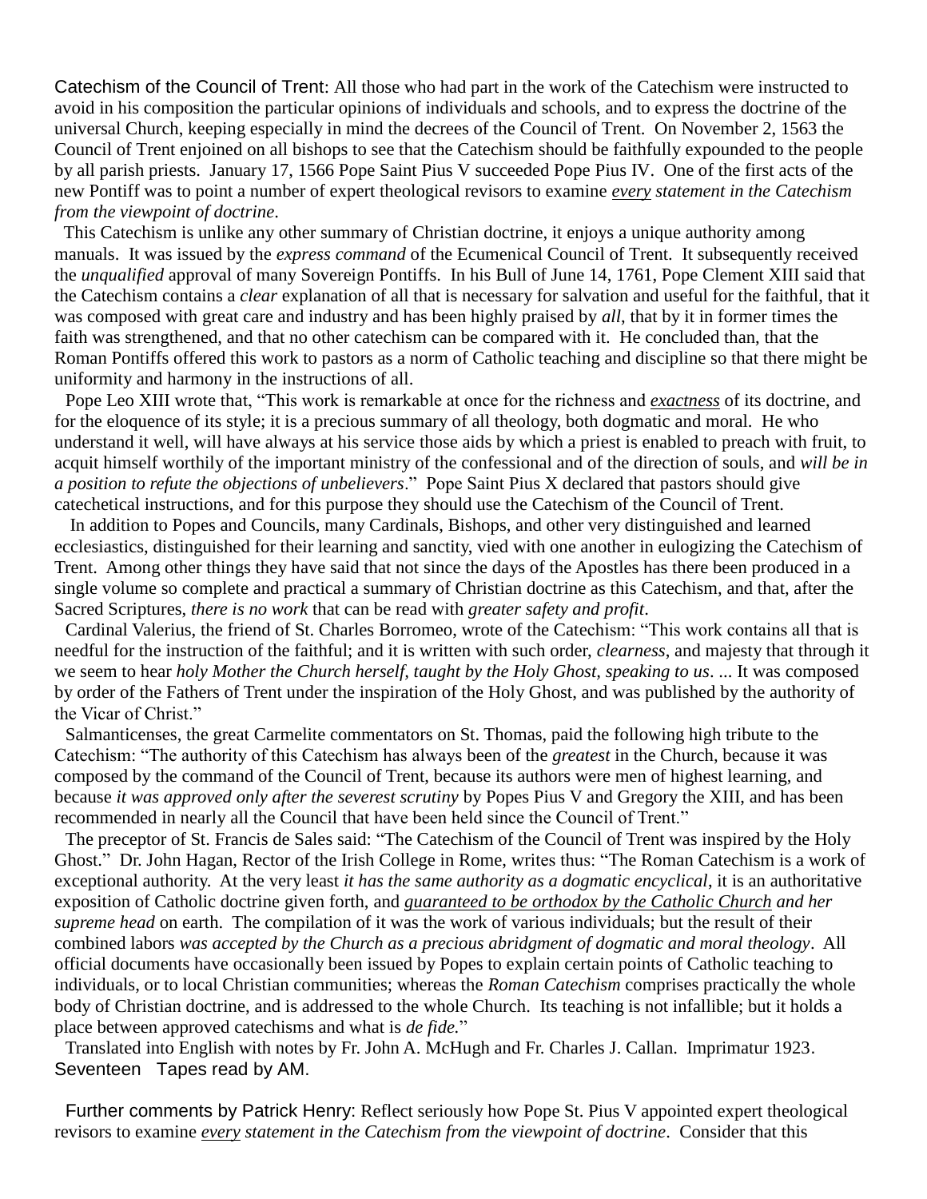Catechism of the Council of Trent: All those who had part in the work of the Catechism were instructed to avoid in his composition the particular opinions of individuals and schools, and to express the doctrine of the universal Church, keeping especially in mind the decrees of the Council of Trent. On November 2, 1563 the Council of Trent enjoined on all bishops to see that the Catechism should be faithfully expounded to the people by all parish priests. January 17, 1566 Pope Saint Pius V succeeded Pope Pius IV. One of the first acts of the new Pontiff was to point a number of expert theological revisors to examine ***every* statement in the Catechism from the viewpoint of doctrine**.

This Catechism is unlike any other summary of Christian doctrine, it enjoys a unique authority among manuals. It was issued by the *express command* of the Ecumenical Council of Trent. It subsequently received the *unqualified* approval of many Sovereign Pontiffs. In his Bull of June 14, 1761, Pope Clement XIII said that the Catechism contains a *clear* explanation of all that is necessary for salvation and useful for the faithful, that it was composed with great care and industry and has been highly praised by *all*, that by it in former times the faith was strengthened, and that no other catechism can be compared with it. He concluded than, that the Roman Pontiffs offered this work to pastors as a norm of Catholic teaching and discipline so that there might be uniformity and harmony in the instructions of all.

Pope Leo XIII wrote that, "This work is remarkable at once for the richness and *exactness* of its doctrine, and for the eloquence of its style; it is a precious summary of all theology, both dogmatic and moral. He who understand it well, will have always at his service those aids by which a priest is enabled to preach with fruit, to acquit himself worthily of the important ministry of the confessional and of the direction of souls, and *will be in a position to refute the objections of unbelievers*." Pope Saint Pius X declared that pastors should give catechetical instructions, and for this purpose they should use the Catechism of the Council of Trent.

In addition to Popes and Councils, many Cardinals, Bishops, and other very distinguished and learned ecclesiastics, distinguished for their learning and sanctity, vied with one another in eulogizing the Catechism of Trent. Among other things they have said that not since the days of the Apostles has there been produced in a single volume so complete and practical a summary of Christian doctrine as this Catechism, and that, after the Sacred Scriptures, *there is no work* that can be read with *greater safety and profit*.

Cardinal Valerius, the friend of St. Charles Borromeo, wrote of the Catechism: "This work contains all that is needful for the instruction of the faithful; and it is written with such order, *clearness*, and majesty that through it we seem to hear *holy Mother the Church herself, taught by the Holy Ghost, speaking to us*. ... It was composed by order of the Fathers of Trent under the inspiration of the Holy Ghost, and was published by the authority of the Vicar of Christ."

Salmanticenses, the great Carmelite commentators on St. Thomas, paid the following high tribute to the Catechism: "The authority of this Catechism has always been of the *greatest* in the Church, because it was composed by the command of the Council of Trent, because its authors were men of highest learning, and because *it was approved only after the severest scrutiny* by Popes Pius V and Gregory the XIII, and has been recommended in nearly all the Council that have been held since the Council of Trent."

The preceptor of St. Francis de Sales said: "The Catechism of the Council of Trent was inspired by the Holy Ghost." Dr. John Hagan, Rector of the Irish College in Rome, writes thus: "The Roman Catechism is a work of exceptional authority. At the very least *it has the same authority as a dogmatic encyclical*, it is an authoritative exposition of Catholic doctrine given forth, and *guaranteed to be orthodox by the Catholic Church and her supreme head* on earth. The compilation of it was the work of various individuals; but the result of their combined labors *was accepted by the Church as a precious abridgment of dogmatic and moral theology*. All official documents have occasionally been issued by Popes to explain certain points of Catholic teaching to individuals, or to local Christian communities; whereas the *Roman Catechism* comprises practically the whole body of Christian doctrine, and is addressed to the whole Church. Its teaching is not infallible; but it holds a place between approved catechisms and what is *de fide.*"

Translated into English with notes by Fr. John A. McHugh and Fr. Charles J. Callan. Imprimatur 1923.
Seventeen Tapes read by AM.

Further comments by Patrick Henry: Reflect seriously how Pope St. Pius V appointed expert theological revisors to examine ***every* statement in the Catechism from the viewpoint of doctrine**. Consider that this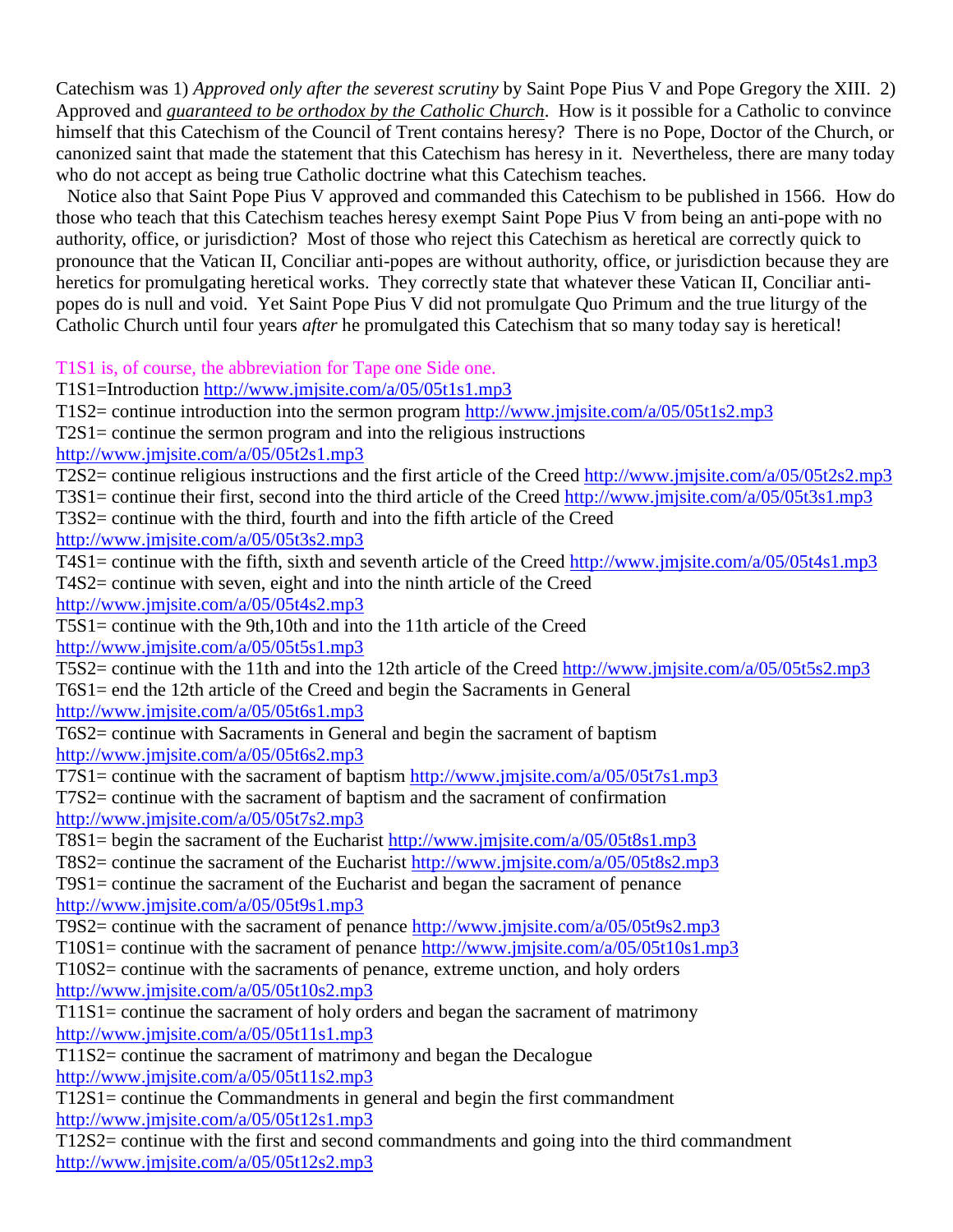Catechism was 1) *Approved only after the severest scrutiny* by Saint Pope Pius V and Pope Gregory the XIII. 2) Approved and *guaranteed to be orthodox by the Catholic Church*. How is it possible for a Catholic to convince himself that this Catechism of the Council of Trent contains heresy? There is no Pope, Doctor of the Church, or canonized saint that made the statement that this Catechism has heresy in it. Nevertheless, there are many today who do not accept as being true Catholic doctrine what this Catechism teaches.

Notice also that Saint Pope Pius V approved and commanded this Catechism to be published in 1566. How do those who teach that this Catechism teaches heresy exempt Saint Pope Pius V from being an anti-pope with no authority, office, or jurisdiction? Most of those who reject this Catechism as heretical are correctly quick to pronounce that the Vatican II, Conciliar anti-popes are without authority, office, or jurisdiction because they are heretics for promulgating heretical works. They correctly state that whatever these Vatican II, Conciliar anti-popes do is null and void. Yet Saint Pope Pius V did not promulgate Quo Primum and the true liturgy of the Catholic Church until four years *after* he promulgated this Catechism that so many today say is heretical!

T1S1 is, of course, the abbreviation for Tape one Side one.

T1S1=Introduction http://www.jmjsite.com/a/05/05t1s1.mp3

T1S2= continue introduction into the sermon program http://www.jmjsite.com/a/05/05t1s2.mp3

T2S1= continue the sermon program and into the religious instructions http://www.jmjsite.com/a/05/05t2s1.mp3

T2S2= continue religious instructions and the first article of the Creed http://www.jmjsite.com/a/05/05t2s2.mp3

T3S1= continue their first, second into the third article of the Creed http://www.jmjsite.com/a/05/05t3s1.mp3

T3S2= continue with the third, fourth and into the fifth article of the Creed http://www.jmjsite.com/a/05/05t3s2.mp3

T4S1= continue with the fifth, sixth and seventh article of the Creed http://www.jmjsite.com/a/05/05t4s1.mp3

T4S2= continue with seven, eight and into the ninth article of the Creed http://www.jmjsite.com/a/05/05t4s2.mp3

T5S1= continue with the 9th,10th and into the 11th article of the Creed http://www.jmjsite.com/a/05/05t5s1.mp3

T5S2= continue with the 11th and into the 12th article of the Creed http://www.jmjsite.com/a/05/05t5s2.mp3

T6S1= end the 12th article of the Creed and begin the Sacraments in General http://www.jmjsite.com/a/05/05t6s1.mp3

T6S2= continue with Sacraments in General and begin the sacrament of baptism http://www.jmjsite.com/a/05/05t6s2.mp3

T7S1= continue with the sacrament of baptism http://www.jmjsite.com/a/05/05t7s1.mp3

T7S2= continue with the sacrament of baptism and the sacrament of confirmation http://www.jmjsite.com/a/05/05t7s2.mp3

T8S1= begin the sacrament of the Eucharist http://www.jmjsite.com/a/05/05t8s1.mp3

T8S2= continue the sacrament of the Eucharist http://www.jmjsite.com/a/05/05t8s2.mp3

T9S1= continue the sacrament of the Eucharist and began the sacrament of penance http://www.jmjsite.com/a/05/05t9s1.mp3

T9S2= continue with the sacrament of penance http://www.jmjsite.com/a/05/05t9s2.mp3

T10S1= continue with the sacrament of penance http://www.jmjsite.com/a/05/05t10s1.mp3

T10S2= continue with the sacraments of penance, extreme unction, and holy orders http://www.jmjsite.com/a/05/05t10s2.mp3

T11S1= continue the sacrament of holy orders and began the sacrament of matrimony http://www.jmjsite.com/a/05/05t11s1.mp3

T11S2= continue the sacrament of matrimony and began the Decalogue http://www.jmjsite.com/a/05/05t11s2.mp3

T12S1= continue the Commandments in general and begin the first commandment http://www.jmjsite.com/a/05/05t12s1.mp3

T12S2= continue with the first and second commandments and going into the third commandment http://www.jmjsite.com/a/05/05t12s2.mp3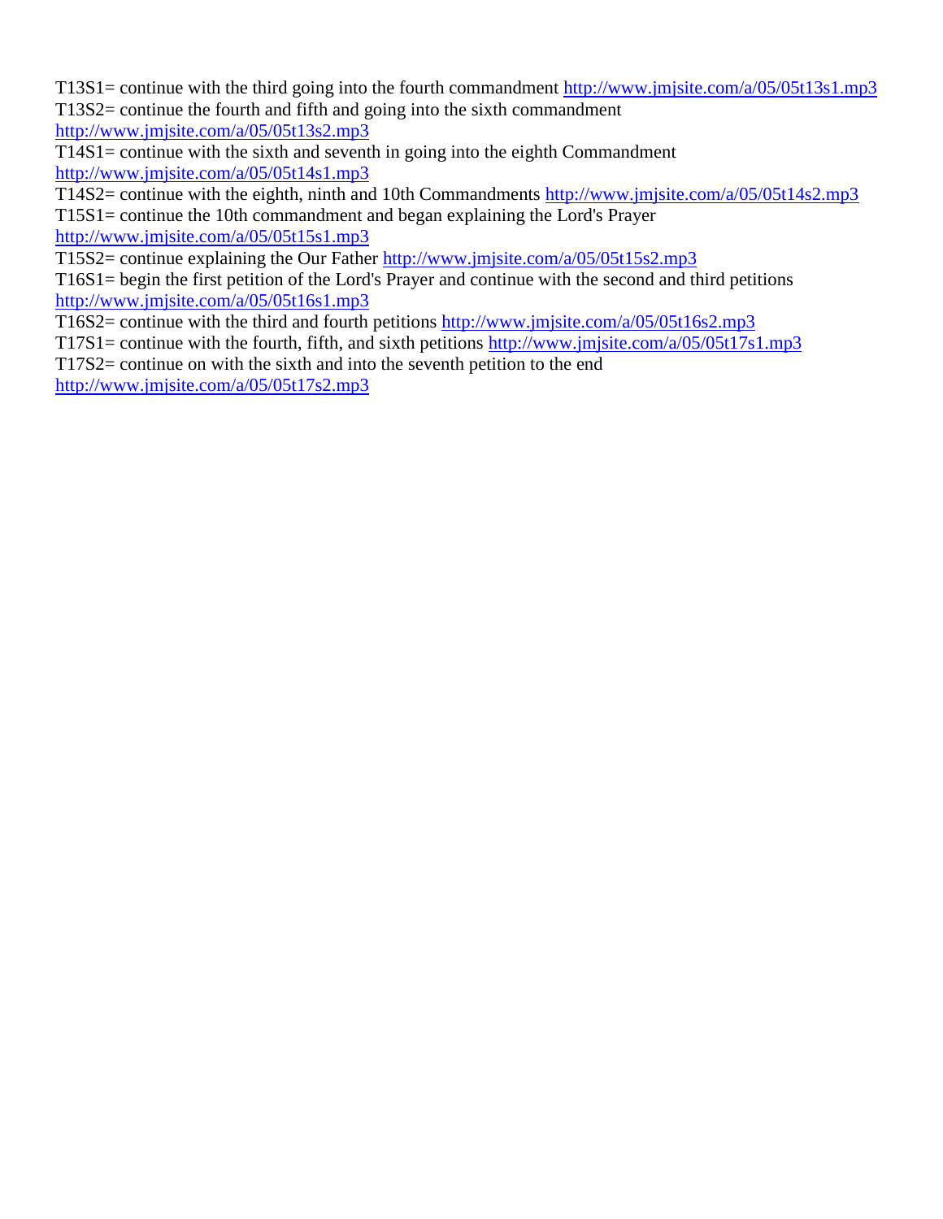T13S1= continue with the third going into the fourth commandment http://www.jmjsite.com/a/05/05t13s1.mp3
T13S2= continue the fourth and fifth and going into the sixth commandment http://www.jmjsite.com/a/05/05t13s2.mp3
T14S1= continue with the sixth and seventh in going into the eighth Commandment http://www.jmjsite.com/a/05/05t14s1.mp3
T14S2= continue with the eighth, ninth and 10th Commandments http://www.jmjsite.com/a/05/05t14s2.mp3
T15S1= continue the 10th commandment and began explaining the Lord's Prayer http://www.jmjsite.com/a/05/05t15s1.mp3
T15S2= continue explaining the Our Father http://www.jmjsite.com/a/05/05t15s2.mp3
T16S1= begin the first petition of the Lord's Prayer and continue with the second and third petitions http://www.jmjsite.com/a/05/05t16s1.mp3
T16S2= continue with the third and fourth petitions http://www.jmjsite.com/a/05/05t16s2.mp3
T17S1= continue with the fourth, fifth, and sixth petitions http://www.jmjsite.com/a/05/05t17s1.mp3
T17S2= continue on with the sixth and into the seventh petition to the end http://www.jmjsite.com/a/05/05t17s2.mp3